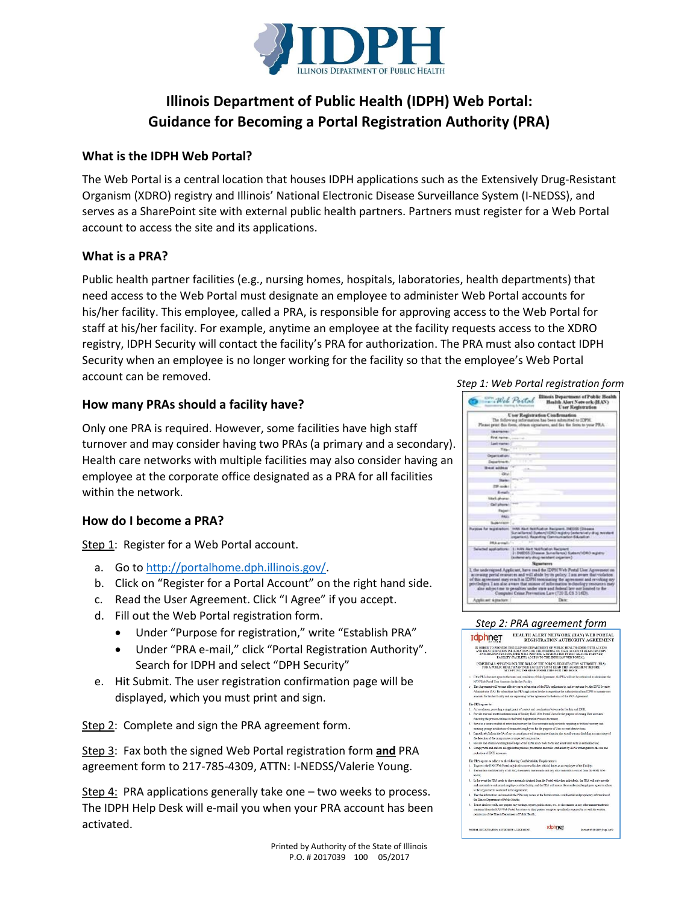# Illinois Department of Public Health (IDPH) Web Portal: Guidance for Becoming a Portal Registration Authority (PRA)

## What is the IDPH Web Portal?

The Web Portal is a central location that houses IDPH applications such as the Extensively Drug-Resistant Organism (XDRO) registry and Illinois' National Electronic Disease Surveillance System (I-NEDSS), and serves as a SharePoint site with external public health partners. Partners must register for a Web Portal account to access the site and its applications.

## What is a PRA?

Public health partner facilities (e.g., nursing homes, hospitals, laboratories, health departments) that need access to the Web Portal must designate an employee to administer Web Portal accounts for his/her facility. This employee, called a PRA, is responsible for approving access to the Web Portal for staff at his/her facility. For example, anytime an employee at the facility requests access to the XDRO registry, IDPH Security will contact the facility's PRA for authorization. The PRA must also contact IDPH Security when an employee is no longer working for the facility so that the employee's Web Portal account can be removed.

## How many PRAs should a facility have?

Only one PRA is required. However, some facilities have high staff turnover and may consider having two PRAs (a primary and a secondary). Health care networks with multiple facilities may also consider having an employee at the corporate office designated as a PRA for all facilities within the network.

## How do I become a PRA?

Step 1: Register for a Web Portal account.

a. Go to http://portalhome.dph.illinois.gov/.
b. Click on "Register for a Portal Account" on the right hand side.
c. Read the User Agreement. Click "I Agree" if you accept.
d. Fill out the Web Portal registration form.
   - Under "Purpose for registration," write "Establish PRA"
   - Under "PRA e-mail," click "Portal Registration Authority". Search for IDPH and select "DPH Security"
e. Hit Submit. The user registration confirmation page will be displayed, which you must print and sign.

Step 2: Complete and sign the PRA agreement form.

Step 3: Fax both the signed Web Portal registration form **and** PRA agreement form to 217-785-4309, ATTN: I-NEDSS/Valerie Young.

Step 4: PRA applications generally take one – two weeks to process. The IDPH Help Desk will e-mail you when your PRA account has been activated.

*Step 1: Web Portal registration form*

*Step 2: PRA agreement form*

Printed by Authority of the State of Illinois
P.O. # 2017039 100 05/2017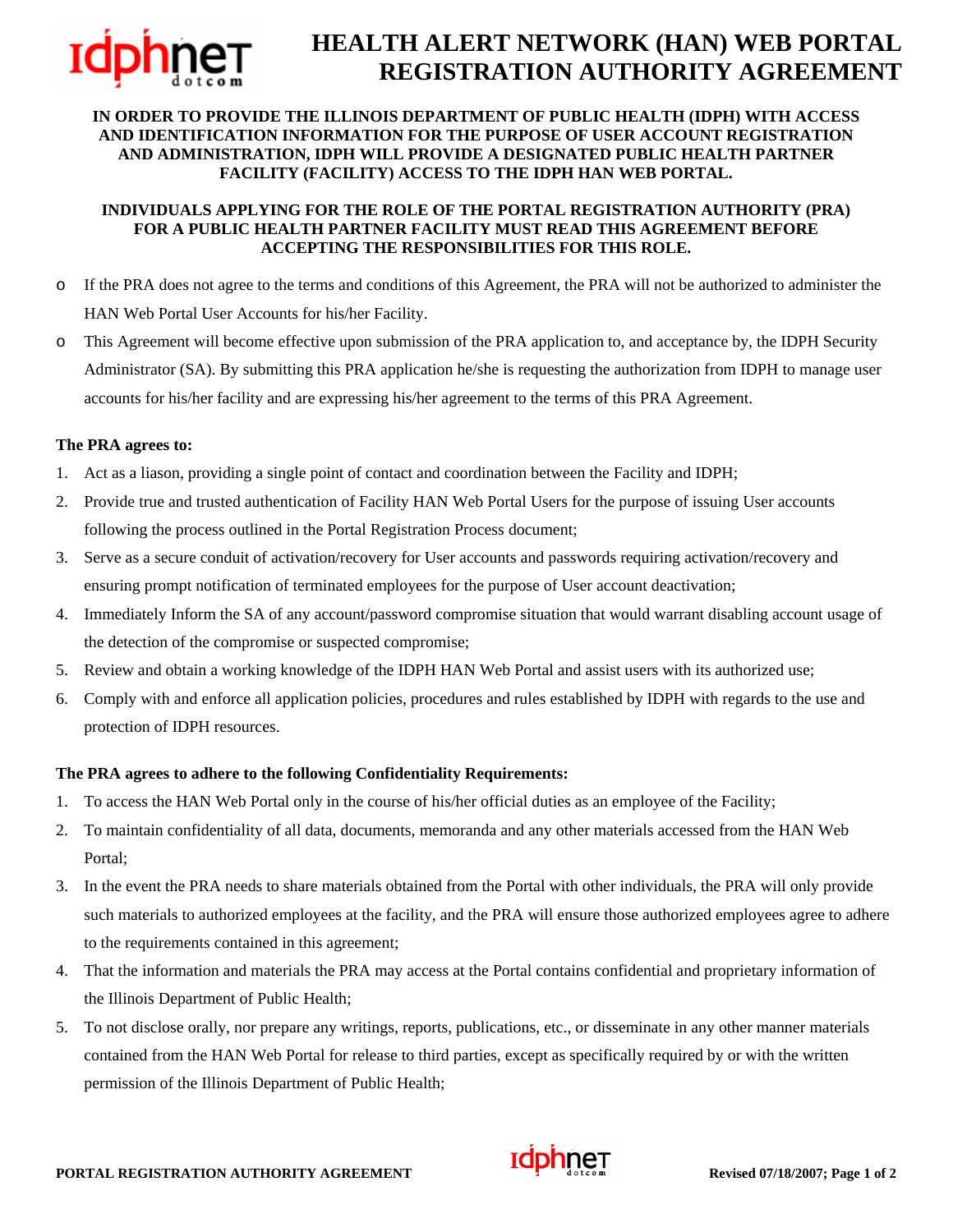# HEALTH ALERT NETWORK (HAN) WEB PORTAL REGISTRATION AUTHORITY AGREEMENT

**IN ORDER TO PROVIDE THE ILLINOIS DEPARTMENT OF PUBLIC HEALTH (IDPH) WITH ACCESS AND IDENTIFICATION INFORMATION FOR THE PURPOSE OF USER ACCOUNT REGISTRATION AND ADMINISTRATION, IDPH WILL PROVIDE A DESIGNATED PUBLIC HEALTH PARTNER FACILITY (FACILITY) ACCESS TO THE IDPH HAN WEB PORTAL.**

**INDIVIDUALS APPLYING FOR THE ROLE OF THE PORTAL REGISTRATION AUTHORITY (PRA) FOR A PUBLIC HEALTH PARTNER FACILITY MUST READ THIS AGREEMENT BEFORE ACCEPTING THE RESPONSIBILITIES FOR THIS ROLE.**

- If the PRA does not agree to the terms and conditions of this Agreement, the PRA will not be authorized to administer the HAN Web Portal User Accounts for his/her Facility.
- This Agreement will become effective upon submission of the PRA application to, and acceptance by, the IDPH Security Administrator (SA). By submitting this PRA application he/she is requesting the authorization from IDPH to manage user accounts for his/her facility and are expressing his/her agreement to the terms of this PRA Agreement.

**The PRA agrees to:**

1. Act as a liason, providing a single point of contact and coordination between the Facility and IDPH;
2. Provide true and trusted authentication of Facility HAN Web Portal Users for the purpose of issuing User accounts following the process outlined in the Portal Registration Process document;
3. Serve as a secure conduit of activation/recovery for User accounts and passwords requiring activation/recovery and ensuring prompt notification of terminated employees for the purpose of User account deactivation;
4. Immediately Inform the SA of any account/password compromise situation that would warrant disabling account usage of the detection of the compromise or suspected compromise;
5. Review and obtain a working knowledge of the IDPH HAN Web Portal and assist users with its authorized use;
6. Comply with and enforce all application policies, procedures and rules established by IDPH with regards to the use and protection of IDPH resources.

**The PRA agrees to adhere to the following Confidentiality Requirements:**

1. To access the HAN Web Portal only in the course of his/her official duties as an employee of the Facility;
2. To maintain confidentiality of all data, documents, memoranda and any other materials accessed from the HAN Web Portal;
3. In the event the PRA needs to share materials obtained from the Portal with other individuals, the PRA will only provide such materials to authorized employees at the facility, and the PRA will ensure those authorized employees agree to adhere to the requirements contained in this agreement;
4. That the information and materials the PRA may access at the Portal contains confidential and proprietary information of the Illinois Department of Public Health;
5. To not disclose orally, nor prepare any writings, reports, publications, etc., or disseminate in any other manner materials contained from the HAN Web Portal for release to third parties, except as specifically required by or with the written permission of the Illinois Department of Public Health;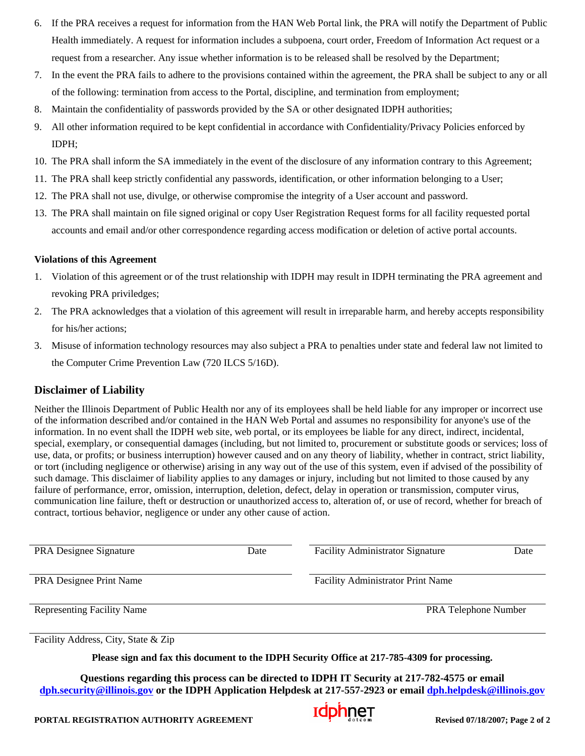6. If the PRA receives a request for information from the HAN Web Portal link, the PRA will notify the Department of Public Health immediately. A request for information includes a subpoena, court order, Freedom of Information Act request or a request from a researcher. Any issue whether information is to be released shall be resolved by the Department;
7. In the event the PRA fails to adhere to the provisions contained within the agreement, the PRA shall be subject to any or all of the following: termination from access to the Portal, discipline, and termination from employment;
8. Maintain the confidentiality of passwords provided by the SA or other designated IDPH authorities;
9. All other information required to be kept confidential in accordance with Confidentiality/Privacy Policies enforced by IDPH;
10. The PRA shall inform the SA immediately in the event of the disclosure of any information contrary to this Agreement;
11. The PRA shall keep strictly confidential any passwords, identification, or other information belonging to a User;
12. The PRA shall not use, divulge, or otherwise compromise the integrity of a User account and password.
13. The PRA shall maintain on file signed original or copy User Registration Request forms for all facility requested portal accounts and email and/or other correspondence regarding access modification or deletion of active portal accounts.

**Violations of this Agreement**

1. Violation of this agreement or of the trust relationship with IDPH may result in IDPH terminating the PRA agreement and revoking PRA priviledges;
2. The PRA acknowledges that a violation of this agreement will result in irreparable harm, and hereby accepts responsibility for his/her actions;
3. Misuse of information technology resources may also subject a PRA to penalties under state and federal law not limited to the Computer Crime Prevention Law (720 ILCS 5/16D).

## Disclaimer of Liability

Neither the Illinois Department of Public Health nor any of its employees shall be held liable for any improper or incorrect use of the information described and/or contained in the HAN Web Portal and assumes no responsibility for anyone's use of the information. In no event shall the IDPH web site, web portal, or its employees be liable for any direct, indirect, incidental, special, exemplary, or consequential damages (including, but not limited to, procurement or substitute goods or services; loss of use, data, or profits; or business interruption) however caused and on any theory of liability, whether in contract, strict liability, or tort (including negligence or otherwise) arising in any way out of the use of this system, even if advised of the possibility of such damage. This disclaimer of liability applies to any damages or injury, including but not limited to those caused by any failure of performance, error, omission, interruption, deletion, defect, delay in operation or transmission, computer virus, communication line failure, theft or destruction or unauthorized access to, alteration of, or use of record, whether for breach of contract, tortious behavior, negligence or under any other cause of action.

PRA Designee Signature    Date

Facility Administrator Signature    Date

PRA Designee Print Name

Facility Administrator Print Name

Representing Facility Name

PRA Telephone Number

Facility Address, City, State & Zip

**Please sign and fax this document to the IDPH Security Office at 217-785-4309 for processing.**

**Questions regarding this process can be directed to IDPH IT Security at 217-782-4575 or email dph.security@illinois.gov or the IDPH Application Helpdesk at 217-557-2923 or email dph.helpdesk@illinois.gov**